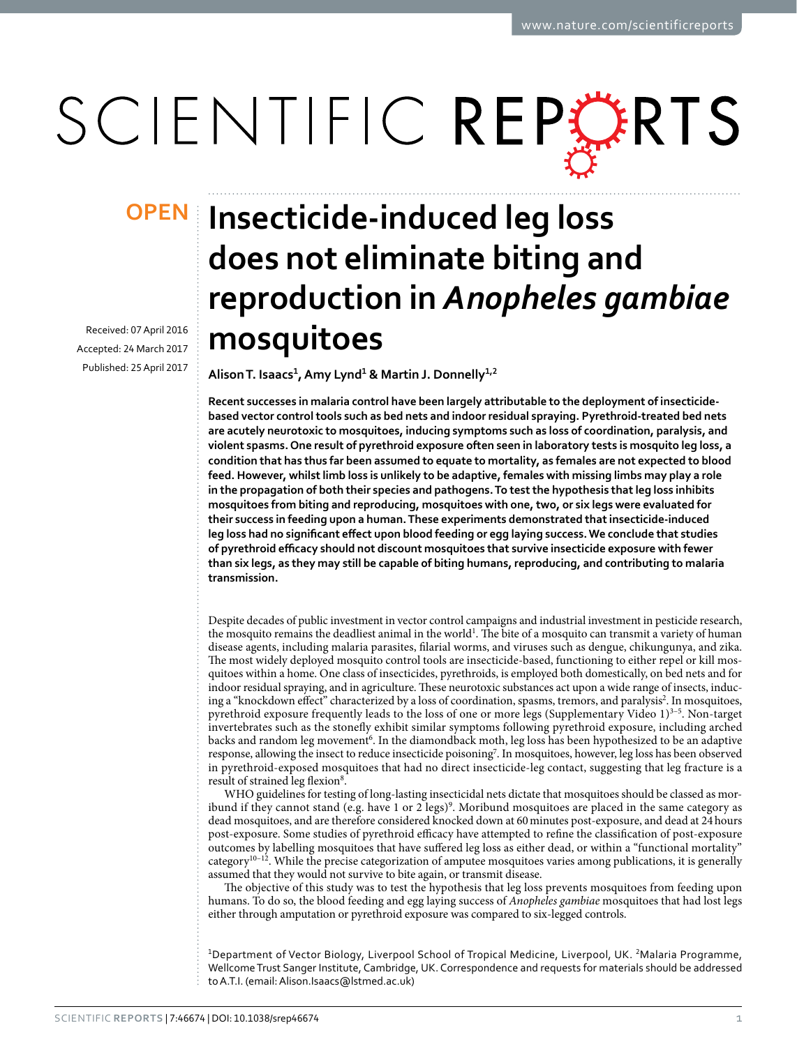OPEN

# Insecticide-induced leg loss does not eliminate biting and reproduction in *Anopheles gambiae* mosquitoes

Received: 07 April 2016
Accepted: 24 March 2017
Published: 25 April 2017

**Alison T. Isaacs[1], Amy Lynd[1] & Martin J. Donnelly[1,2]**

**Recent successes in malaria control have been largely attributable to the deployment of insecticide-based vector control tools such as bed nets and indoor residual spraying. Pyrethroid-treated bed nets are acutely neurotoxic to mosquitoes, inducing symptoms such as loss of coordination, paralysis, and violent spasms. One result of pyrethroid exposure often seen in laboratory tests is mosquito leg loss, a condition that has thus far been assumed to equate to mortality, as females are not expected to blood feed. However, whilst limb loss is unlikely to be adaptive, females with missing limbs may play a role in the propagation of both their species and pathogens. To test the hypothesis that leg loss inhibits mosquitoes from biting and reproducing, mosquitoes with one, two, or six legs were evaluated for their success in feeding upon a human. These experiments demonstrated that insecticide-induced leg loss had no significant effect upon blood feeding or egg laying success. We conclude that studies of pyrethroid efficacy should not discount mosquitoes that survive insecticide exposure with fewer than six legs, as they may still be capable of biting humans, reproducing, and contributing to malaria transmission.**

Despite decades of public investment in vector control campaigns and industrial investment in pesticide research, the mosquito remains the deadliest animal in the world[1]. The bite of a mosquito can transmit a variety of human disease agents, including malaria parasites, filarial worms, and viruses such as dengue, chikungunya, and zika. The most widely deployed mosquito control tools are insecticide-based, functioning to either repel or kill mosquitoes within a home. One class of insecticides, pyrethroids, is employed both domestically, on bed nets and for indoor residual spraying, and in agriculture. These neurotoxic substances act upon a wide range of insects, inducing a "knockdown effect" characterized by a loss of coordination, spasms, tremors, and paralysis[2]. In mosquitoes, pyrethroid exposure frequently leads to the loss of one or more legs (Supplementary Video 1)[3–5]. Non-target invertebrates such as the stonefly exhibit similar symptoms following pyrethroid exposure, including arched backs and random leg movement[6]. In the diamondback moth, leg loss has been hypothesized to be an adaptive response, allowing the insect to reduce insecticide poisoning[7]. In mosquitoes, however, leg loss has been observed in pyrethroid-exposed mosquitoes that had no direct insecticide-leg contact, suggesting that leg fracture is a result of strained leg flexion[8].

WHO guidelines for testing of long-lasting insecticidal nets dictate that mosquitoes should be classed as moribund if they cannot stand (e.g. have 1 or 2 legs)[9]. Moribund mosquitoes are placed in the same category as dead mosquitoes, and are therefore considered knocked down at 60 minutes post-exposure, and dead at 24 hours post-exposure. Some studies of pyrethroid efficacy have attempted to refine the classification of post-exposure outcomes by labelling mosquitoes that have suffered leg loss as either dead, or within a "functional mortality" category[10–12]. While the precise categorization of amputee mosquitoes varies among publications, it is generally assumed that they would not survive to bite again, or transmit disease.

The objective of this study was to test the hypothesis that leg loss prevents mosquitoes from feeding upon humans. To do so, the blood feeding and egg laying success of *Anopheles gambiae* mosquitoes that had lost legs either through amputation or pyrethroid exposure was compared to six-legged controls.

[1]Department of Vector Biology, Liverpool School of Tropical Medicine, Liverpool, UK. [2]Malaria Programme, Wellcome Trust Sanger Institute, Cambridge, UK. Correspondence and requests for materials should be addressed to A.T.I. (email: Alison.Isaacs@lstmed.ac.uk)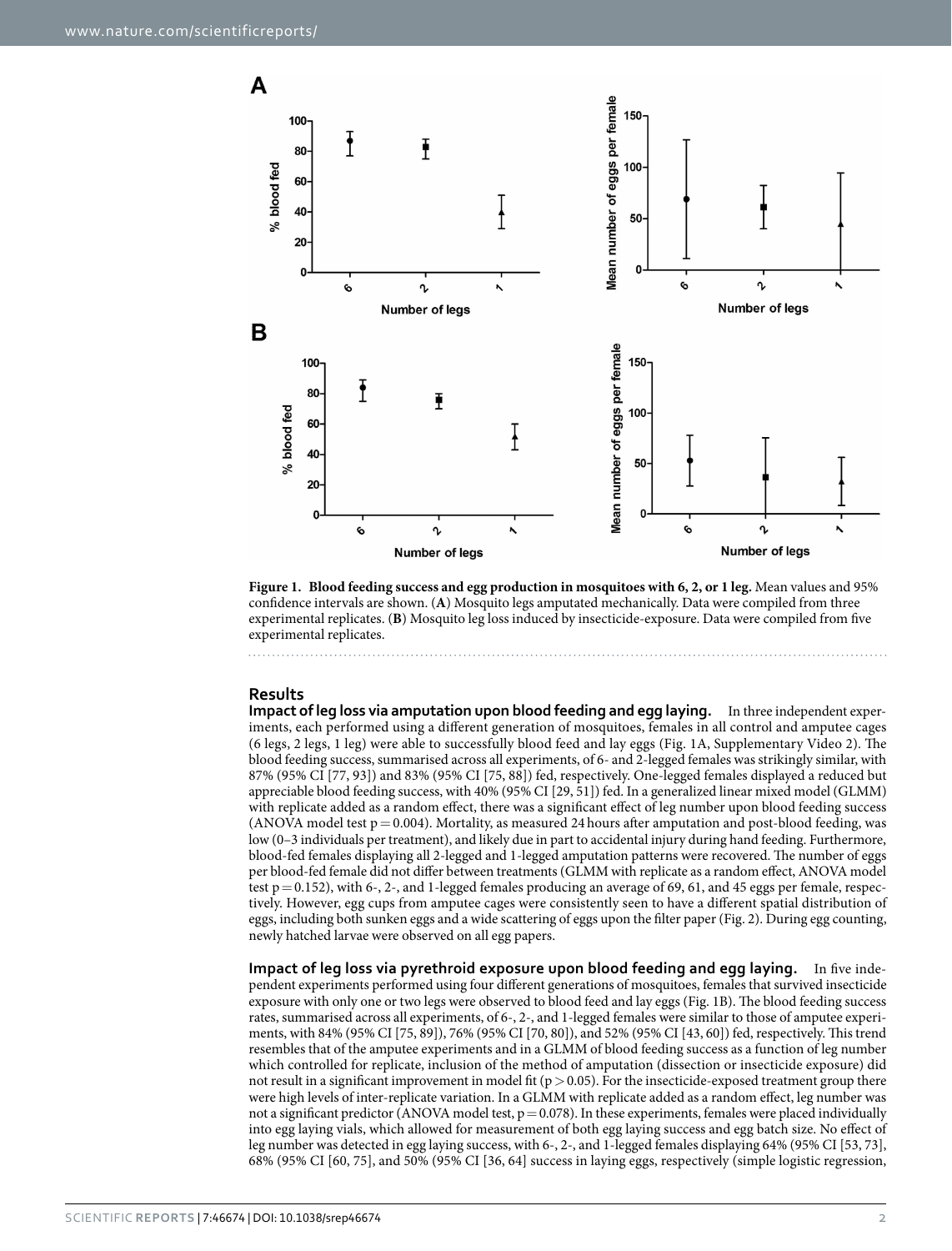**Figure 1. Blood feeding success and egg production in mosquitoes with 6, 2, or 1 leg.** Mean values and 95% confidence intervals are shown. (**A**) Mosquito legs amputated mechanically. Data were compiled from three experimental replicates. (**B**) Mosquito leg loss induced by insecticide-exposure. Data were compiled from five experimental replicates.

## Results

**Impact of leg loss via amputation upon blood feeding and egg laying.** In three independent experiments, each performed using a different generation of mosquitoes, females in all control and amputee cages (6 legs, 2 legs, 1 leg) were able to successfully blood feed and lay eggs (Fig. 1A, Supplementary Video 2). The blood feeding success, summarised across all experiments, of 6- and 2-legged females was strikingly similar, with 87% (95% CI [77, 93]) and 83% (95% CI [75, 88]) fed, respectively. One-legged females displayed a reduced but appreciable blood feeding success, with 40% (95% CI [29, 51]) fed. In a generalized linear mixed model (GLMM) with replicate added as a random effect, there was a significant effect of leg number upon blood feeding success (ANOVA model test $p = 0.004$). Mortality, as measured 24 hours after amputation and post-blood feeding, was low (0–3 individuals per treatment), and likely due in part to accidental injury during hand feeding. Furthermore, blood-fed females displaying all 2-legged and 1-legged amputation patterns were recovered. The number of eggs per blood-fed female did not differ between treatments (GLMM with replicate as a random effect, ANOVA model test $p = 0.152$), with 6-, 2-, and 1-legged females producing an average of 69, 61, and 45 eggs per female, respectively. However, egg cups from amputee cages were consistently seen to have a different spatial distribution of eggs, including both sunken eggs and a wide scattering of eggs upon the filter paper (Fig. 2). During egg counting, newly hatched larvae were observed on all egg papers.

**Impact of leg loss via pyrethroid exposure upon blood feeding and egg laying.** In five independent experiments performed using four different generations of mosquitoes, females that survived insecticide exposure with only one or two legs were observed to blood feed and lay eggs (Fig. 1B). The blood feeding success rates, summarised across all experiments, of 6-, 2-, and 1-legged females were similar to those of amputee experiments, with 84% (95% CI [75, 89]), 76% (95% CI [70, 80]), and 52% (95% CI [43, 60]) fed, respectively. This trend resembles that of the amputee experiments and in a GLMM of blood feeding success as a function of leg number which controlled for replicate, inclusion of the method of amputation (dissection or insecticide exposure) did not result in a significant improvement in model fit ($p > 0.05$). For the insecticide-exposed treatment group there were high levels of inter-replicate variation. In a GLMM with replicate added as a random effect, leg number was not a significant predictor (ANOVA model test, $p = 0.078$). In these experiments, females were placed individually into egg laying vials, which allowed for measurement of both egg laying success and egg batch size. No effect of leg number was detected in egg laying success, with 6-, 2-, and 1-legged females displaying 64% (95% CI [53, 73], 68% (95% CI [60, 75], and 50% (95% CI [36, 64] success in laying eggs, respectively (simple logistic regression,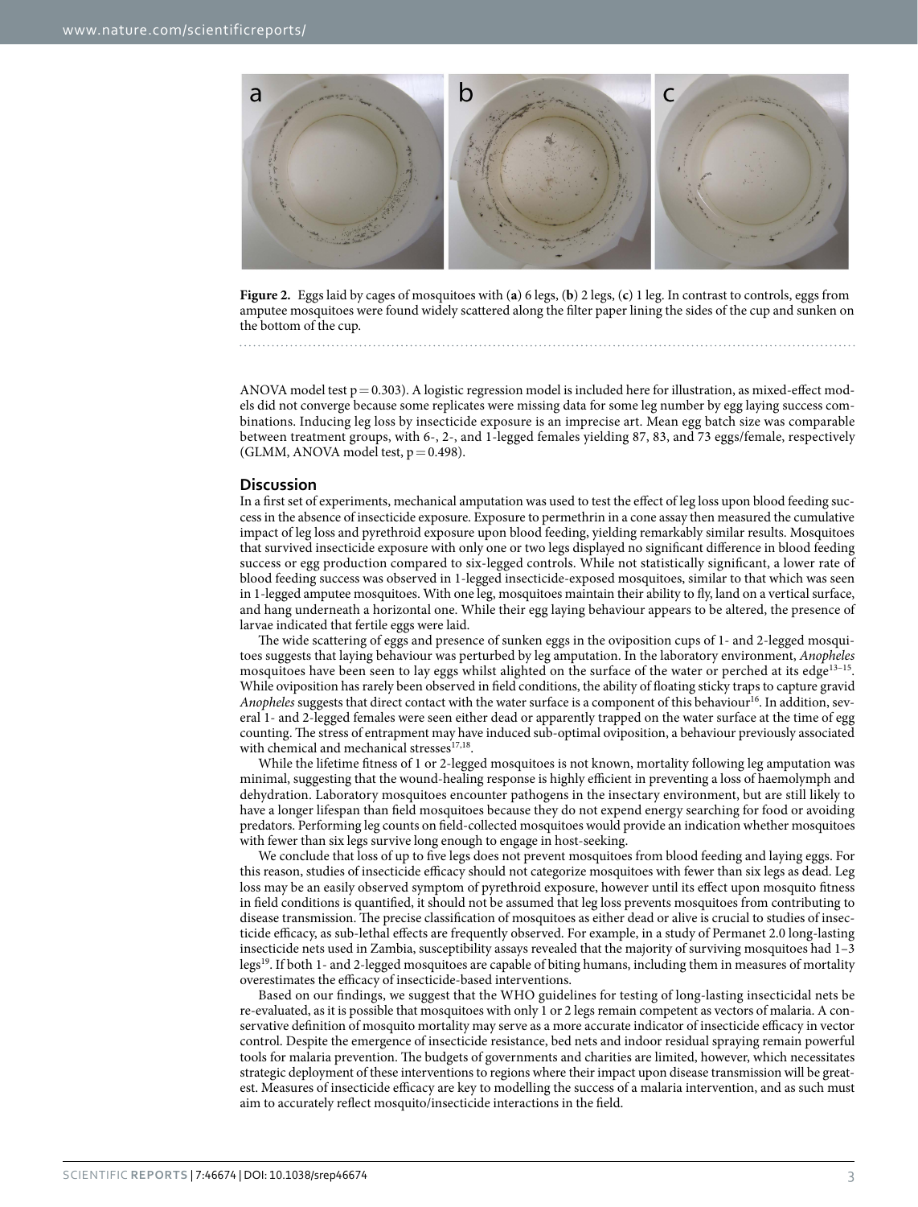a b c

**Figure 2.** Eggs laid by cages of mosquitoes with (**a**) 6 legs, (**b**) 2 legs, (**c**) 1 leg. In contrast to controls, eggs from amputee mosquitoes were found widely scattered along the filter paper lining the sides of the cup and sunken on the bottom of the cup.

ANOVA model test $p = 0.303$). A logistic regression model is included here for illustration, as mixed-effect models did not converge because some replicates were missing data for some leg number by egg laying success combinations. Inducing leg loss by insecticide exposure is an imprecise art. Mean egg batch size was comparable between treatment groups, with 6-, 2-, and 1-legged females yielding 87, 83, and 73 eggs/female, respectively (GLMM, ANOVA model test, $p = 0.498$).

## Discussion

In a first set of experiments, mechanical amputation was used to test the effect of leg loss upon blood feeding success in the absence of insecticide exposure. Exposure to permethrin in a cone assay then measured the cumulative impact of leg loss and pyrethroid exposure upon blood feeding, yielding remarkably similar results. Mosquitoes that survived insecticide exposure with only one or two legs displayed no significant difference in blood feeding success or egg production compared to six-legged controls. While not statistically significant, a lower rate of blood feeding success was observed in 1-legged insecticide-exposed mosquitoes, similar to that which was seen in 1-legged amputee mosquitoes. With one leg, mosquitoes maintain their ability to fly, land on a vertical surface, and hang underneath a horizontal one. While their egg laying behaviour appears to be altered, the presence of larvae indicated that fertile eggs were laid.

The wide scattering of eggs and presence of sunken eggs in the oviposition cups of 1- and 2-legged mosquitoes suggests that laying behaviour was perturbed by leg amputation. In the laboratory environment, *Anopheles* mosquitoes have been seen to lay eggs whilst alighted on the surface of the water or perched at its edge[13–15]. While oviposition has rarely been observed in field conditions, the ability of floating sticky traps to capture gravid *Anopheles* suggests that direct contact with the water surface is a component of this behaviour[16]. In addition, several 1- and 2-legged females were seen either dead or apparently trapped on the water surface at the time of egg counting. The stress of entrapment may have induced sub-optimal oviposition, a behaviour previously associated with chemical and mechanical stresses[17,18].

While the lifetime fitness of 1 or 2-legged mosquitoes is not known, mortality following leg amputation was minimal, suggesting that the wound-healing response is highly efficient in preventing a loss of haemolymph and dehydration. Laboratory mosquitoes encounter pathogens in the insectary environment, but are still likely to have a longer lifespan than field mosquitoes because they do not expend energy searching for food or avoiding predators. Performing leg counts on field-collected mosquitoes would provide an indication whether mosquitoes with fewer than six legs survive long enough to engage in host-seeking.

We conclude that loss of up to five legs does not prevent mosquitoes from blood feeding and laying eggs. For this reason, studies of insecticide efficacy should not categorize mosquitoes with fewer than six legs as dead. Leg loss may be an easily observed symptom of pyrethroid exposure, however until its effect upon mosquito fitness in field conditions is quantified, it should not be assumed that leg loss prevents mosquitoes from contributing to disease transmission. The precise classification of mosquitoes as either dead or alive is crucial to studies of insecticide efficacy, as sub-lethal effects are frequently observed. For example, in a study of Permanet 2.0 long-lasting insecticide nets used in Zambia, susceptibility assays revealed that the majority of surviving mosquitoes had 1–3 legs[19]. If both 1- and 2-legged mosquitoes are capable of biting humans, including them in measures of mortality overestimates the efficacy of insecticide-based interventions.

Based on our findings, we suggest that the WHO guidelines for testing of long-lasting insecticidal nets be re-evaluated, as it is possible that mosquitoes with only 1 or 2 legs remain competent as vectors of malaria. A conservative definition of mosquito mortality may serve as a more accurate indicator of insecticide efficacy in vector control. Despite the emergence of insecticide resistance, bed nets and indoor residual spraying remain powerful tools for malaria prevention. The budgets of governments and charities are limited, however, which necessitates strategic deployment of these interventions to regions where their impact upon disease transmission will be greatest. Measures of insecticide efficacy are key to modelling the success of a malaria intervention, and as such must aim to accurately reflect mosquito/insecticide interactions in the field.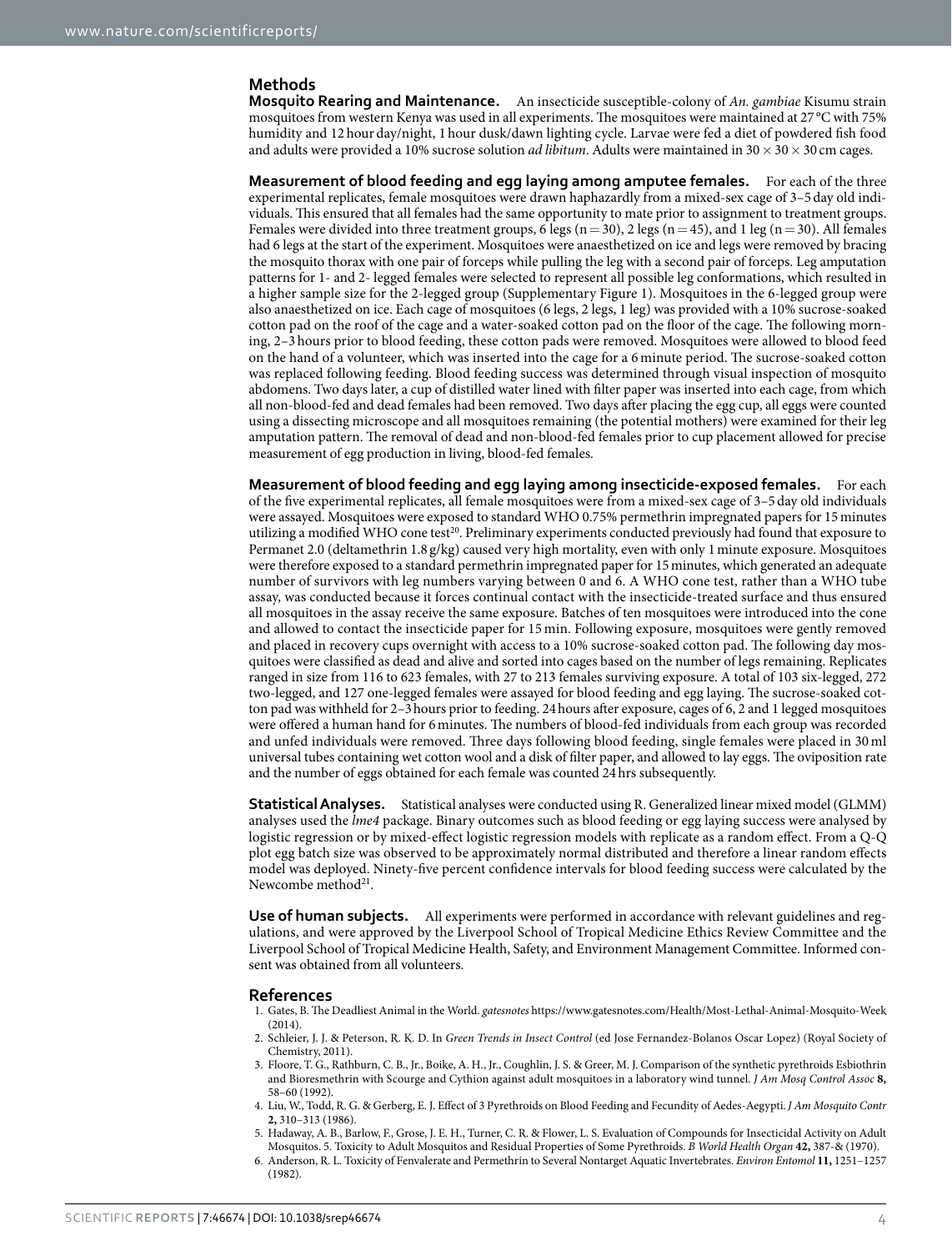## Methods

**Mosquito Rearing and Maintenance.** An insecticide susceptible-colony of *An. gambiae* Kisumu strain mosquitoes from western Kenya was used in all experiments. The mosquitoes were maintained at 27 °C with 75% humidity and 12 hour day/night, 1 hour dusk/dawn lighting cycle. Larvae were fed a diet of powdered fish food and adults were provided a 10% sucrose solution *ad libitum*. Adults were maintained in 30 × 30 × 30 cm cages.

**Measurement of blood feeding and egg laying among amputee females.** For each of the three experimental replicates, female mosquitoes were drawn haphazardly from a mixed-sex cage of 3–5 day old individuals. This ensured that all females had the same opportunity to mate prior to assignment to treatment groups. Females were divided into three treatment groups, 6 legs (n = 30), 2 legs (n = 45), and 1 leg (n = 30). All females had 6 legs at the start of the experiment. Mosquitoes were anaesthetized on ice and legs were removed by bracing the mosquito thorax with one pair of forceps while pulling the leg with a second pair of forceps. Leg amputation patterns for 1- and 2- legged females were selected to represent all possible leg conformations, which resulted in a higher sample size for the 2-legged group (Supplementary Figure 1). Mosquitoes in the 6-legged group were also anaesthetized on ice. Each cage of mosquitoes (6 legs, 2 legs, 1 leg) was provided with a 10% sucrose-soaked cotton pad on the roof of the cage and a water-soaked cotton pad on the floor of the cage. The following morning, 2–3 hours prior to blood feeding, these cotton pads were removed. Mosquitoes were allowed to blood feed on the hand of a volunteer, which was inserted into the cage for a 6 minute period. The sucrose-soaked cotton was replaced following feeding. Blood feeding success was determined through visual inspection of mosquito abdomens. Two days later, a cup of distilled water lined with filter paper was inserted into each cage, from which all non-blood-fed and dead females had been removed. Two days after placing the egg cup, all eggs were counted using a dissecting microscope and all mosquitoes remaining (the potential mothers) were examined for their leg amputation pattern. The removal of dead and non-blood-fed females prior to cup placement allowed for precise measurement of egg production in living, blood-fed females.

**Measurement of blood feeding and egg laying among insecticide-exposed females.** For each of the five experimental replicates, all female mosquitoes were from a mixed-sex cage of 3–5 day old individuals were assayed. Mosquitoes were exposed to standard WHO 0.75% permethrin impregnated papers for 15 minutes utilizing a modified WHO cone test[20]. Preliminary experiments conducted previously had found that exposure to Permanet 2.0 (deltamethrin 1.8 g/kg) caused very high mortality, even with only 1 minute exposure. Mosquitoes were therefore exposed to a standard permethrin impregnated paper for 15 minutes, which generated an adequate number of survivors with leg numbers varying between 0 and 6. A WHO cone test, rather than a WHO tube assay, was conducted because it forces continual contact with the insecticide-treated surface and thus ensured all mosquitoes in the assay receive the same exposure. Batches of ten mosquitoes were introduced into the cone and allowed to contact the insecticide paper for 15 min. Following exposure, mosquitoes were gently removed and placed in recovery cups overnight with access to a 10% sucrose-soaked cotton pad. The following day mosquitoes were classified as dead and alive and sorted into cages based on the number of legs remaining. Replicates ranged in size from 116 to 623 females, with 27 to 213 females surviving exposure. A total of 103 six-legged, 272 two-legged, and 127 one-legged females were assayed for blood feeding and egg laying. The sucrose-soaked cotton pad was withheld for 2–3 hours prior to feeding. 24 hours after exposure, cages of 6, 2 and 1 legged mosquitoes were offered a human hand for 6 minutes. The numbers of blood-fed individuals from each group was recorded and unfed individuals were removed. Three days following blood feeding, single females were placed in 30 ml universal tubes containing wet cotton wool and a disk of filter paper, and allowed to lay eggs. The oviposition rate and the number of eggs obtained for each female was counted 24 hrs subsequently.

**Statistical Analyses.** Statistical analyses were conducted using R. Generalized linear mixed model (GLMM) analyses used the *lme4* package. Binary outcomes such as blood feeding or egg laying success were analysed by logistic regression or by mixed-effect logistic regression models with replicate as a random effect. From a Q-Q plot egg batch size was observed to be approximately normal distributed and therefore a linear random effects model was deployed. Ninety-five percent confidence intervals for blood feeding success were calculated by the Newcombe method[21].

**Use of human subjects.** All experiments were performed in accordance with relevant guidelines and regulations, and were approved by the Liverpool School of Tropical Medicine Ethics Review Committee and the Liverpool School of Tropical Medicine Health, Safety, and Environment Management Committee. Informed consent was obtained from all volunteers.

## References

1. Gates, B. The Deadliest Animal in the World. *gatesnotes* https://www.gatesnotes.com/Health/Most-Lethal-Animal-Mosquito-Week (2014).
2. Schleier, J. J. & Peterson, R. K. D. In *Green Trends in Insect Control* (ed Jose Fernandez-Bolanos Oscar Lopez) (Royal Society of Chemistry, 2011).
3. Floore, T. G., Rathburn, C. B., Jr., Boike, A. H., Jr., Coughlin, J. S. & Greer, M. J. Comparison of the synthetic pyrethroids Esbiothrin and Bioresmethrin with Scourge and Cythion against adult mosquitoes in a laboratory wind tunnel. *J Am Mosq Control Assoc* **8,** 58–60 (1992).
4. Liu, W., Todd, R. G. & Gerberg, E. J. Effect of 3 Pyrethroids on Blood Feeding and Fecundity of Aedes-Aegypti. *J Am Mosquito Contr* **2,** 310–313 (1986).
5. Hadaway, A. B., Barlow, F., Grose, J. E. H., Turner, C. R. & Flower, L. S. Evaluation of Compounds for Insecticidal Activity on Adult Mosquitos. 5. Toxicity to Adult Mosquitos and Residual Properties of Some Pyrethroids. *B World Health Organ* **42,** 387-& (1970).
6. Anderson, R. L. Toxicity of Fenvalerate and Permethrin to Several Nontarget Aquatic Invertebrates. *Environ Entomol* **11,** 1251–1257 (1982).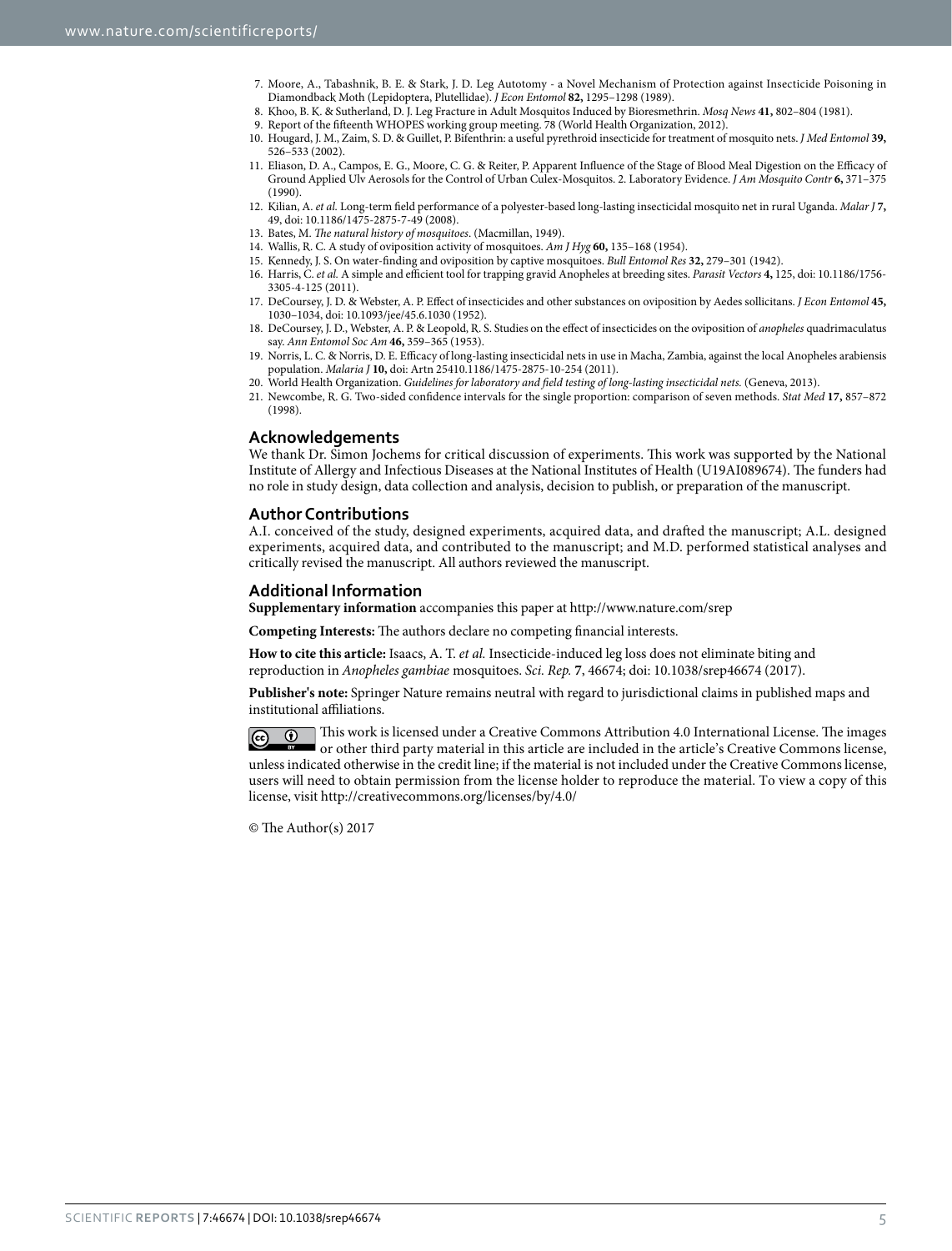7. Moore, A., Tabashnik, B. E. & Stark, J. D. Leg Autotomy - a Novel Mechanism of Protection against Insecticide Poisoning in Diamondback Moth (Lepidoptera, Plutellidae). *J Econ Entomol* **82,** 1295–1298 (1989).
8. Khoo, B. K. & Sutherland, D. J. Leg Fracture in Adult Mosquitos Induced by Bioresmethrin. *Mosq News* **41,** 802–804 (1981).
9. Report of the fifteenth WHOPES working group meeting. 78 (World Health Organization, 2012).
10. Hougard, J. M., Zaim, S. D. & Guillet, P. Bifenthrin: a useful pyrethroid insecticide for treatment of mosquito nets. *J Med Entomol* **39,** 526–533 (2002).
11. Eliason, D. A., Campos, E. G., Moore, C. G. & Reiter, P. Apparent Influence of the Stage of Blood Meal Digestion on the Efficacy of Ground Applied Ulv Aerosols for the Control of Urban Culex-Mosquitos. 2. Laboratory Evidence. *J Am Mosquito Contr* **6,** 371–375 (1990).
12. Kilian, A. *et al.* Long-term field performance of a polyester-based long-lasting insecticidal mosquito net in rural Uganda. *Malar J* **7,** 49, doi: 10.1186/1475-2875-7-49 (2008).
13. Bates, M. *The natural history of mosquitoes*. (Macmillan, 1949).
14. Wallis, R. C. A study of oviposition activity of mosquitoes. *Am J Hyg* **60,** 135–168 (1954).
15. Kennedy, J. S. On water-finding and oviposition by captive mosquitoes. *Bull Entomol Res* **32,** 279–301 (1942).
16. Harris, C. *et al.* A simple and efficient tool for trapping gravid Anopheles at breeding sites. *Parasit Vectors* **4,** 125, doi: 10.1186/1756-3305-4-125 (2011).
17. DeCoursey, J. D. & Webster, A. P. Effect of insecticides and other substances on oviposition by Aedes sollicitans. *J Econ Entomol* **45,** 1030–1034, doi: 10.1093/jee/45.6.1030 (1952).
18. DeCoursey, J. D., Webster, A. P. & Leopold, R. S. Studies on the effect of insecticides on the oviposition of *anopheles* quadrimaculatus say. *Ann Entomol Soc Am* **46,** 359–365 (1953).
19. Norris, L. C. & Norris, D. E. Efficacy of long-lasting insecticidal nets in use in Macha, Zambia, against the local Anopheles arabiensis population. *Malaria J* **10,** doi: Artn 25410.1186/1475-2875-10-254 (2011).
20. World Health Organization. *Guidelines for laboratory and field testing of long-lasting insecticidal nets.* (Geneva, 2013).
21. Newcombe, R. G. Two-sided confidence intervals for the single proportion: comparison of seven methods. *Stat Med* **17,** 857–872 (1998).

## Acknowledgements

We thank Dr. Simon Jochems for critical discussion of experiments. This work was supported by the National Institute of Allergy and Infectious Diseases at the National Institutes of Health (U19AI089674). The funders had no role in study design, data collection and analysis, decision to publish, or preparation of the manuscript.

## Author Contributions

A.I. conceived of the study, designed experiments, acquired data, and drafted the manuscript; A.L. designed experiments, acquired data, and contributed to the manuscript; and M.D. performed statistical analyses and critically revised the manuscript. All authors reviewed the manuscript.

## Additional Information

**Supplementary information** accompanies this paper at http://www.nature.com/srep

**Competing Interests:** The authors declare no competing financial interests.

**How to cite this article:** Isaacs, A. T. *et al.* Insecticide-induced leg loss does not eliminate biting and reproduction in *Anopheles gambiae* mosquitoes. *Sci. Rep.* **7**, 46674; doi: 10.1038/srep46674 (2017).

**Publisher's note:** Springer Nature remains neutral with regard to jurisdictional claims in published maps and institutional affiliations.

This work is licensed under a Creative Commons Attribution 4.0 International License. The images or other third party material in this article are included in the article's Creative Commons license, unless indicated otherwise in the credit line; if the material is not included under the Creative Commons license, users will need to obtain permission from the license holder to reproduce the material. To view a copy of this license, visit http://creativecommons.org/licenses/by/4.0/

© The Author(s) 2017